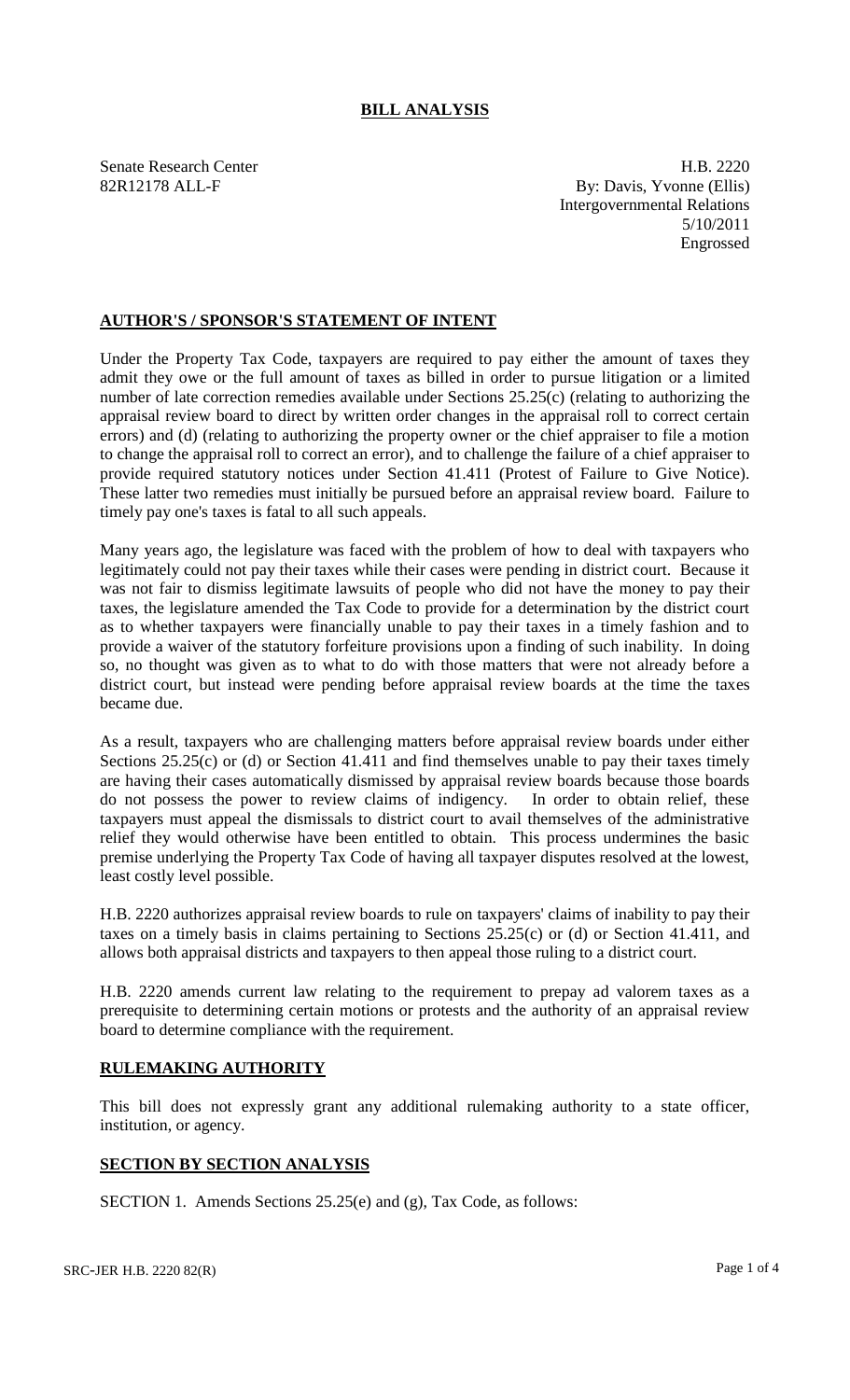# BILL ANALYSIS

Senate Research Center
82R12178 ALL-F

H.B. 2220
By: Davis, Yvonne (Ellis)
Intergovernmental Relations
5/10/2011
Engrossed

## AUTHOR'S / SPONSOR'S STATEMENT OF INTENT

Under the Property Tax Code, taxpayers are required to pay either the amount of taxes they admit they owe or the full amount of taxes as billed in order to pursue litigation or a limited number of late correction remedies available under Sections 25.25(c) (relating to authorizing the appraisal review board to direct by written order changes in the appraisal roll to correct certain errors) and (d) (relating to authorizing the property owner or the chief appraiser to file a motion to change the appraisal roll to correct an error), and to challenge the failure of a chief appraiser to provide required statutory notices under Section 41.411 (Protest of Failure to Give Notice). These latter two remedies must initially be pursued before an appraisal review board. Failure to timely pay one's taxes is fatal to all such appeals.

Many years ago, the legislature was faced with the problem of how to deal with taxpayers who legitimately could not pay their taxes while their cases were pending in district court. Because it was not fair to dismiss legitimate lawsuits of people who did not have the money to pay their taxes, the legislature amended the Tax Code to provide for a determination by the district court as to whether taxpayers were financially unable to pay their taxes in a timely fashion and to provide a waiver of the statutory forfeiture provisions upon a finding of such inability. In doing so, no thought was given as to what to do with those matters that were not already before a district court, but instead were pending before appraisal review boards at the time the taxes became due.

As a result, taxpayers who are challenging matters before appraisal review boards under either Sections 25.25(c) or (d) or Section 41.411 and find themselves unable to pay their taxes timely are having their cases automatically dismissed by appraisal review boards because those boards do not possess the power to review claims of indigency. In order to obtain relief, these taxpayers must appeal the dismissals to district court to avail themselves of the administrative relief they would otherwise have been entitled to obtain. This process undermines the basic premise underlying the Property Tax Code of having all taxpayer disputes resolved at the lowest, least costly level possible.

H.B. 2220 authorizes appraisal review boards to rule on taxpayers' claims of inability to pay their taxes on a timely basis in claims pertaining to Sections 25.25(c) or (d) or Section 41.411, and allows both appraisal districts and taxpayers to then appeal those ruling to a district court.

H.B. 2220 amends current law relating to the requirement to prepay ad valorem taxes as a prerequisite to determining certain motions or protests and the authority of an appraisal review board to determine compliance with the requirement.

## RULEMAKING AUTHORITY

This bill does not expressly grant any additional rulemaking authority to a state officer, institution, or agency.

## SECTION BY SECTION ANALYSIS

SECTION 1. Amends Sections 25.25(e) and (g), Tax Code, as follows: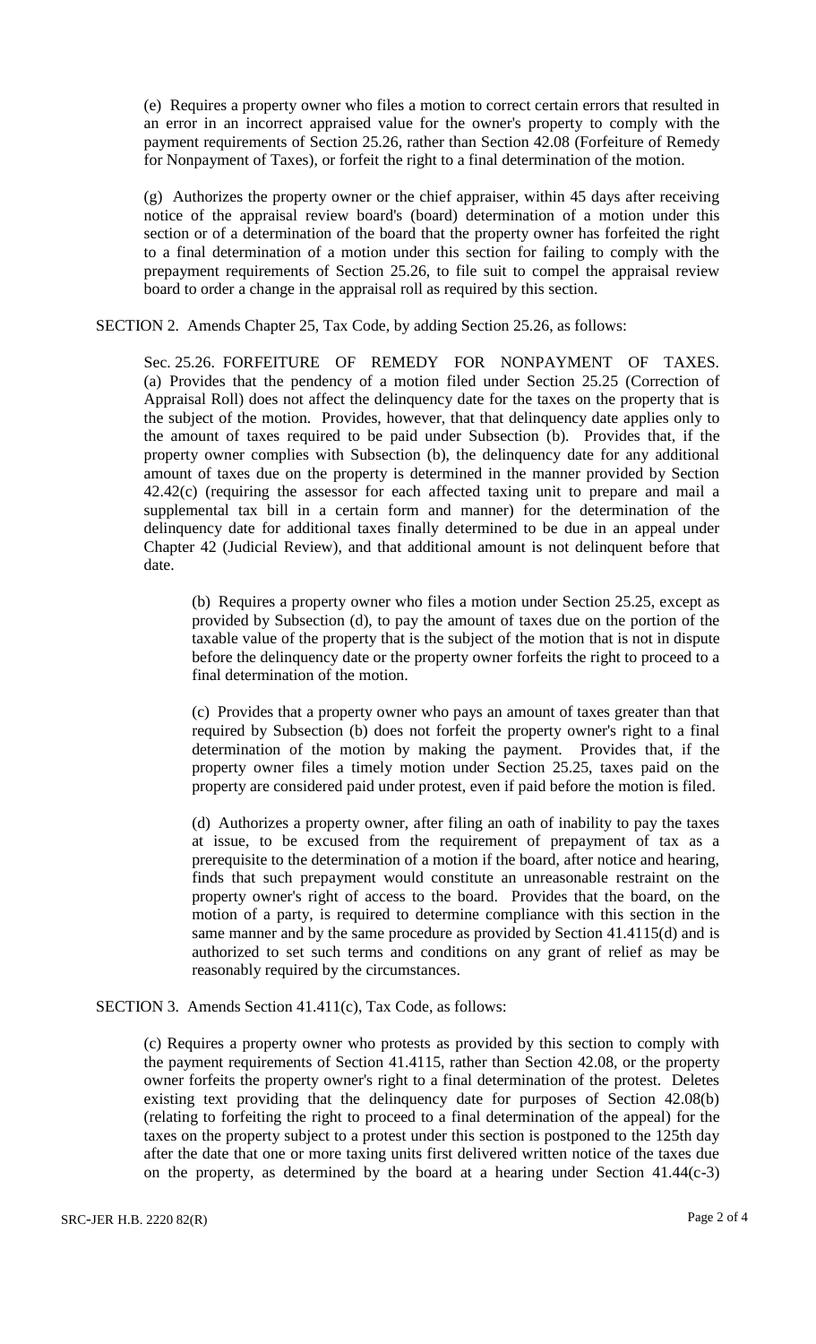(e) Requires a property owner who files a motion to correct certain errors that resulted in an error in an incorrect appraised value for the owner's property to comply with the payment requirements of Section 25.26, rather than Section 42.08 (Forfeiture of Remedy for Nonpayment of Taxes), or forfeit the right to a final determination of the motion.

(g) Authorizes the property owner or the chief appraiser, within 45 days after receiving notice of the appraisal review board's (board) determination of a motion under this section or of a determination of the board that the property owner has forfeited the right to a final determination of a motion under this section for failing to comply with the prepayment requirements of Section 25.26, to file suit to compel the appraisal review board to order a change in the appraisal roll as required by this section.

SECTION 2. Amends Chapter 25, Tax Code, by adding Section 25.26, as follows:

Sec. 25.26. FORFEITURE OF REMEDY FOR NONPAYMENT OF TAXES. (a) Provides that the pendency of a motion filed under Section 25.25 (Correction of Appraisal Roll) does not affect the delinquency date for the taxes on the property that is the subject of the motion. Provides, however, that that delinquency date applies only to the amount of taxes required to be paid under Subsection (b). Provides that, if the property owner complies with Subsection (b), the delinquency date for any additional amount of taxes due on the property is determined in the manner provided by Section 42.42(c) (requiring the assessor for each affected taxing unit to prepare and mail a supplemental tax bill in a certain form and manner) for the determination of the delinquency date for additional taxes finally determined to be due in an appeal under Chapter 42 (Judicial Review), and that additional amount is not delinquent before that date.

(b) Requires a property owner who files a motion under Section 25.25, except as provided by Subsection (d), to pay the amount of taxes due on the portion of the taxable value of the property that is the subject of the motion that is not in dispute before the delinquency date or the property owner forfeits the right to proceed to a final determination of the motion.

(c) Provides that a property owner who pays an amount of taxes greater than that required by Subsection (b) does not forfeit the property owner's right to a final determination of the motion by making the payment. Provides that, if the property owner files a timely motion under Section 25.25, taxes paid on the property are considered paid under protest, even if paid before the motion is filed.

(d) Authorizes a property owner, after filing an oath of inability to pay the taxes at issue, to be excused from the requirement of prepayment of tax as a prerequisite to the determination of a motion if the board, after notice and hearing, finds that such prepayment would constitute an unreasonable restraint on the property owner's right of access to the board. Provides that the board, on the motion of a party, is required to determine compliance with this section in the same manner and by the same procedure as provided by Section 41.4115(d) and is authorized to set such terms and conditions on any grant of relief as may be reasonably required by the circumstances.

SECTION 3. Amends Section 41.411(c), Tax Code, as follows:

(c) Requires a property owner who protests as provided by this section to comply with the payment requirements of Section 41.4115, rather than Section 42.08, or the property owner forfeits the property owner's right to a final determination of the protest. Deletes existing text providing that the delinquency date for purposes of Section 42.08(b) (relating to forfeiting the right to proceed to a final determination of the appeal) for the taxes on the property subject to a protest under this section is postponed to the 125th day after the date that one or more taxing units first delivered written notice of the taxes due on the property, as determined by the board at a hearing under Section 41.44(c-3)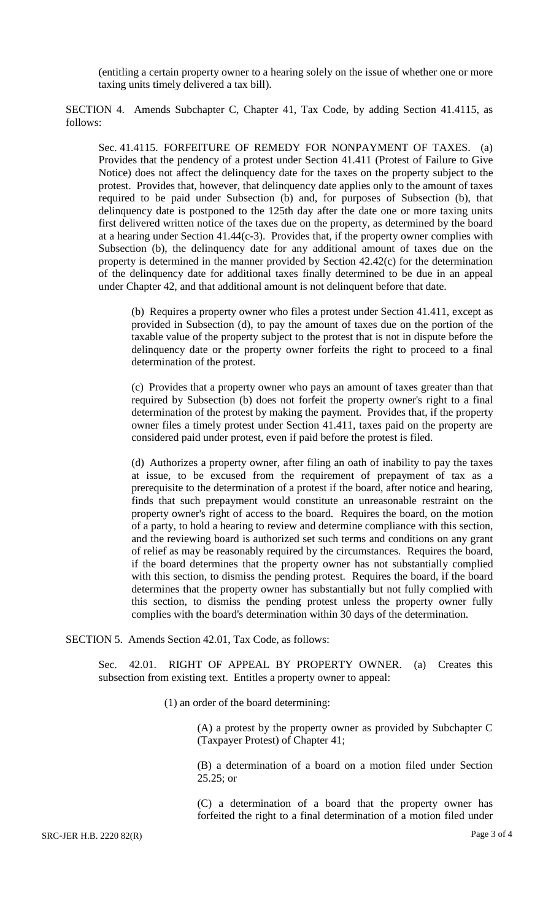(entitling a certain property owner to a hearing solely on the issue of whether one or more taxing units timely delivered a tax bill).

SECTION 4. Amends Subchapter C, Chapter 41, Tax Code, by adding Section 41.4115, as follows:

Sec. 41.4115. FORFEITURE OF REMEDY FOR NONPAYMENT OF TAXES. (a) Provides that the pendency of a protest under Section 41.411 (Protest of Failure to Give Notice) does not affect the delinquency date for the taxes on the property subject to the protest. Provides that, however, that delinquency date applies only to the amount of taxes required to be paid under Subsection (b) and, for purposes of Subsection (b), that delinquency date is postponed to the 125th day after the date one or more taxing units first delivered written notice of the taxes due on the property, as determined by the board at a hearing under Section 41.44(c-3). Provides that, if the property owner complies with Subsection (b), the delinquency date for any additional amount of taxes due on the property is determined in the manner provided by Section 42.42(c) for the determination of the delinquency date for additional taxes finally determined to be due in an appeal under Chapter 42, and that additional amount is not delinquent before that date.

(b) Requires a property owner who files a protest under Section 41.411, except as provided in Subsection (d), to pay the amount of taxes due on the portion of the taxable value of the property subject to the protest that is not in dispute before the delinquency date or the property owner forfeits the right to proceed to a final determination of the protest.

(c) Provides that a property owner who pays an amount of taxes greater than that required by Subsection (b) does not forfeit the property owner's right to a final determination of the protest by making the payment. Provides that, if the property owner files a timely protest under Section 41.411, taxes paid on the property are considered paid under protest, even if paid before the protest is filed.

(d) Authorizes a property owner, after filing an oath of inability to pay the taxes at issue, to be excused from the requirement of prepayment of tax as a prerequisite to the determination of a protest if the board, after notice and hearing, finds that such prepayment would constitute an unreasonable restraint on the property owner's right of access to the board. Requires the board, on the motion of a party, to hold a hearing to review and determine compliance with this section, and the reviewing board is authorized set such terms and conditions on any grant of relief as may be reasonably required by the circumstances. Requires the board, if the board determines that the property owner has not substantially complied with this section, to dismiss the pending protest. Requires the board, if the board determines that the property owner has substantially but not fully complied with this section, to dismiss the pending protest unless the property owner fully complies with the board's determination within 30 days of the determination.

SECTION 5. Amends Section 42.01, Tax Code, as follows:

Sec. 42.01. RIGHT OF APPEAL BY PROPERTY OWNER. (a) Creates this subsection from existing text. Entitles a property owner to appeal:

(1) an order of the board determining:

(A) a protest by the property owner as provided by Subchapter C (Taxpayer Protest) of Chapter 41;

(B) a determination of a board on a motion filed under Section 25.25; or

(C) a determination of a board that the property owner has forfeited the right to a final determination of a motion filed under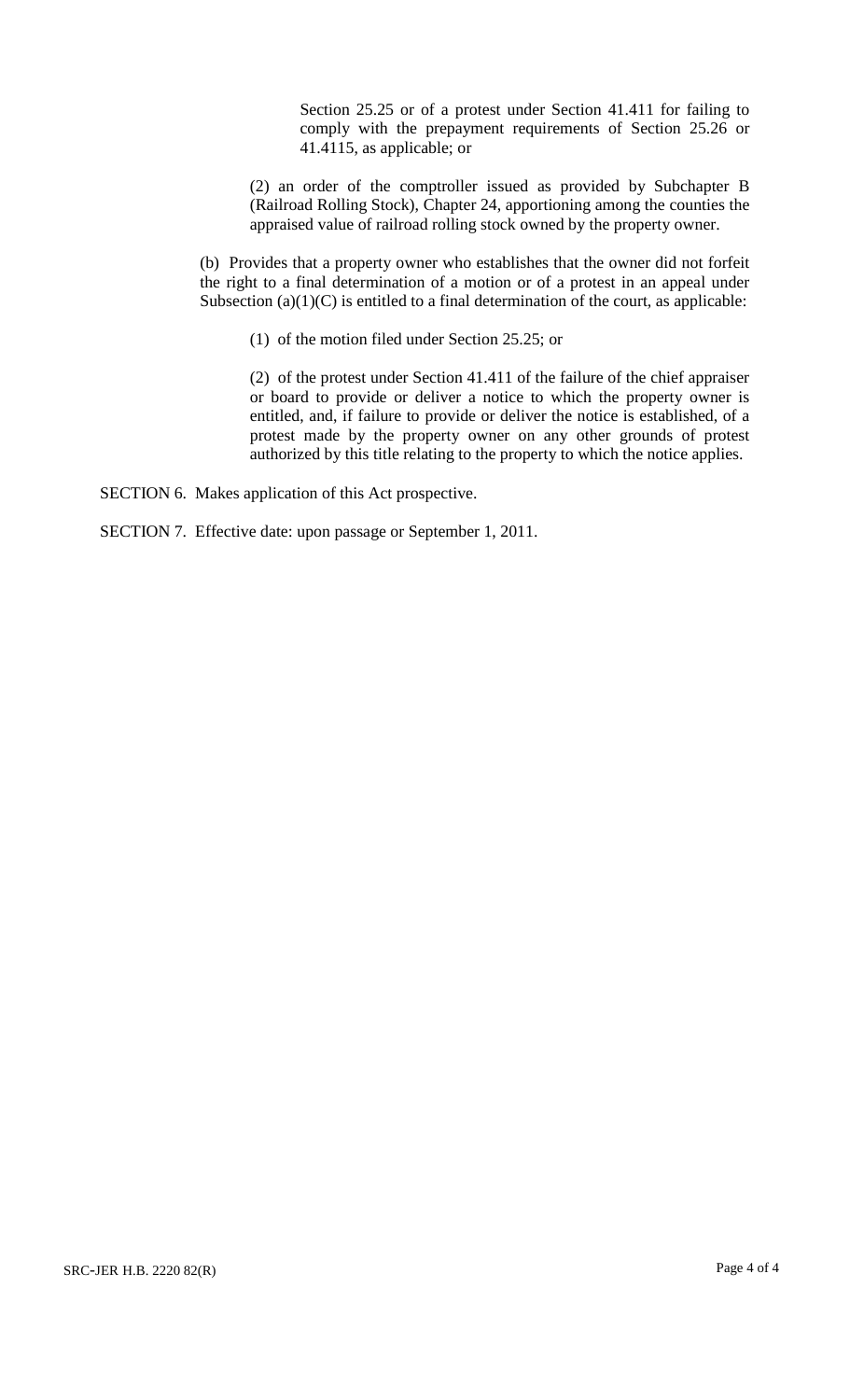Section 25.25 or of a protest under Section 41.411 for failing to comply with the prepayment requirements of Section 25.26 or 41.4115, as applicable; or

(2) an order of the comptroller issued as provided by Subchapter B (Railroad Rolling Stock), Chapter 24, apportioning among the counties the appraised value of railroad rolling stock owned by the property owner.

(b) Provides that a property owner who establishes that the owner did not forfeit the right to a final determination of a motion or of a protest in an appeal under Subsection (a)(1)(C) is entitled to a final determination of the court, as applicable:

(1) of the motion filed under Section 25.25; or

(2) of the protest under Section 41.411 of the failure of the chief appraiser or board to provide or deliver a notice to which the property owner is entitled, and, if failure to provide or deliver the notice is established, of a protest made by the property owner on any other grounds of protest authorized by this title relating to the property to which the notice applies.

SECTION 6. Makes application of this Act prospective.

SECTION 7. Effective date: upon passage or September 1, 2011.